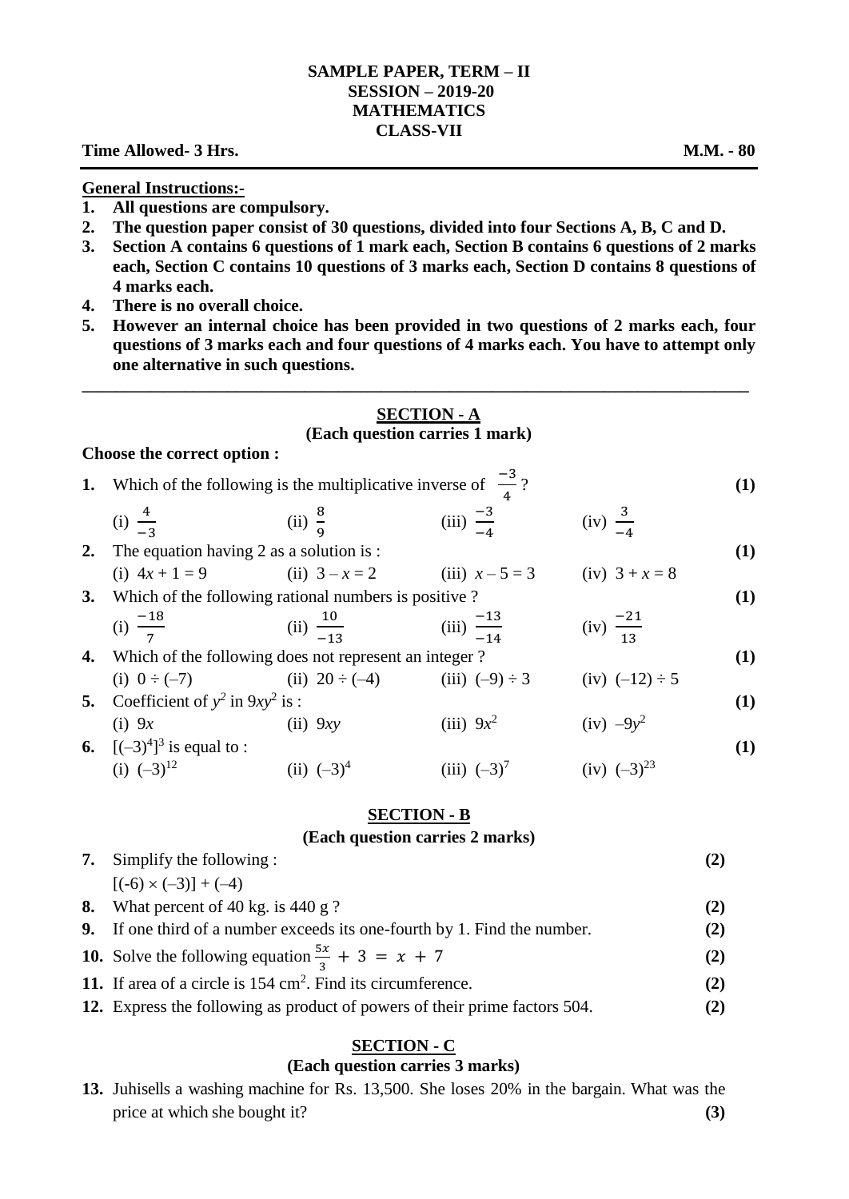**SAMPLE PAPER, TERM – II**
**SESSION – 2019-20**
**MATHEMATICS**
**CLASS-VII**

**Time Allowed- 3 Hrs.** **M.M. - 80**

---

**General Instructions:-**

1. **All questions are compulsory.**
2. **The question paper consist of 30 questions, divided into four Sections A, B, C and D.**
3. **Section A contains 6 questions of 1 mark each, Section B contains 6 questions of 2 marks each, Section C contains 10 questions of 3 marks each, Section D contains 8 questions of 4 marks each.**
4. **There is no overall choice.**
5. **However an internal choice has been provided in two questions of 2 marks each, four questions of 3 marks each and four questions of 4 marks each. You have to attempt only one alternative in such questions.**

---

## SECTION - A
### (Each question carries 1 mark)

**Choose the correct option :**

**1.** Which of the following is the multiplicative inverse of $\frac{-3}{4}$? **(1)**

(i) $\frac{4}{-3}$  (ii) $\frac{8}{9}$  (iii) $\frac{-3}{-4}$  (iv) $\frac{3}{-4}$

**2.** The equation having 2 as a solution is : **(1)**

(i) $4x + 1 = 9$  (ii) $3 - x = 2$  (iii) $x - 5 = 3$  (iv) $3 + x = 8$

**3.** Which of the following rational numbers is positive ? **(1)**

(i) $\frac{-18}{7}$  (ii) $\frac{10}{-13}$  (iii) $\frac{-13}{-14}$  (iv) $\frac{-21}{13}$

**4.** Which of the following does not represent an integer ? **(1)**

(i) $0 \div (-7)$  (ii) $20 \div (-4)$  (iii) $(-9) \div 3$  (iv) $(-12) \div 5$

**5.** Coefficient of $y^2$ in $9xy^2$ is : **(1)**

(i) $9x$  (ii) $9xy$  (iii) $9x^2$  (iv) $-9y^2$

**6.** $[(-3)^4]^3$ is equal to : **(1)**

(i) $(-3)^{12}$  (ii) $(-3)^4$  (iii) $(-3)^7$  (iv) $(-3)^{23}$

## SECTION - B
### (Each question carries 2 marks)

**7.** Simplify the following : **(2)**

$[(-6) \times (-3)] + (-4)$

**8.** What percent of 40 kg. is 440 g ? **(2)**

**9.** If one third of a number exceeds its one-fourth by 1. Find the number. **(2)**

**10.** Solve the following equation $\frac{5x}{3} + 3 = x + 7$ **(2)**

**11.** If area of a circle is 154 $cm^2$. Find its circumference. **(2)**

**12.** Express the following as product of powers of their prime factors 504. **(2)**

## SECTION - C
### (Each question carries 3 marks)

**13.** Juhisells a washing machine for Rs. 13,500. She loses 20% in the bargain. What was the price at which she bought it? **(3)**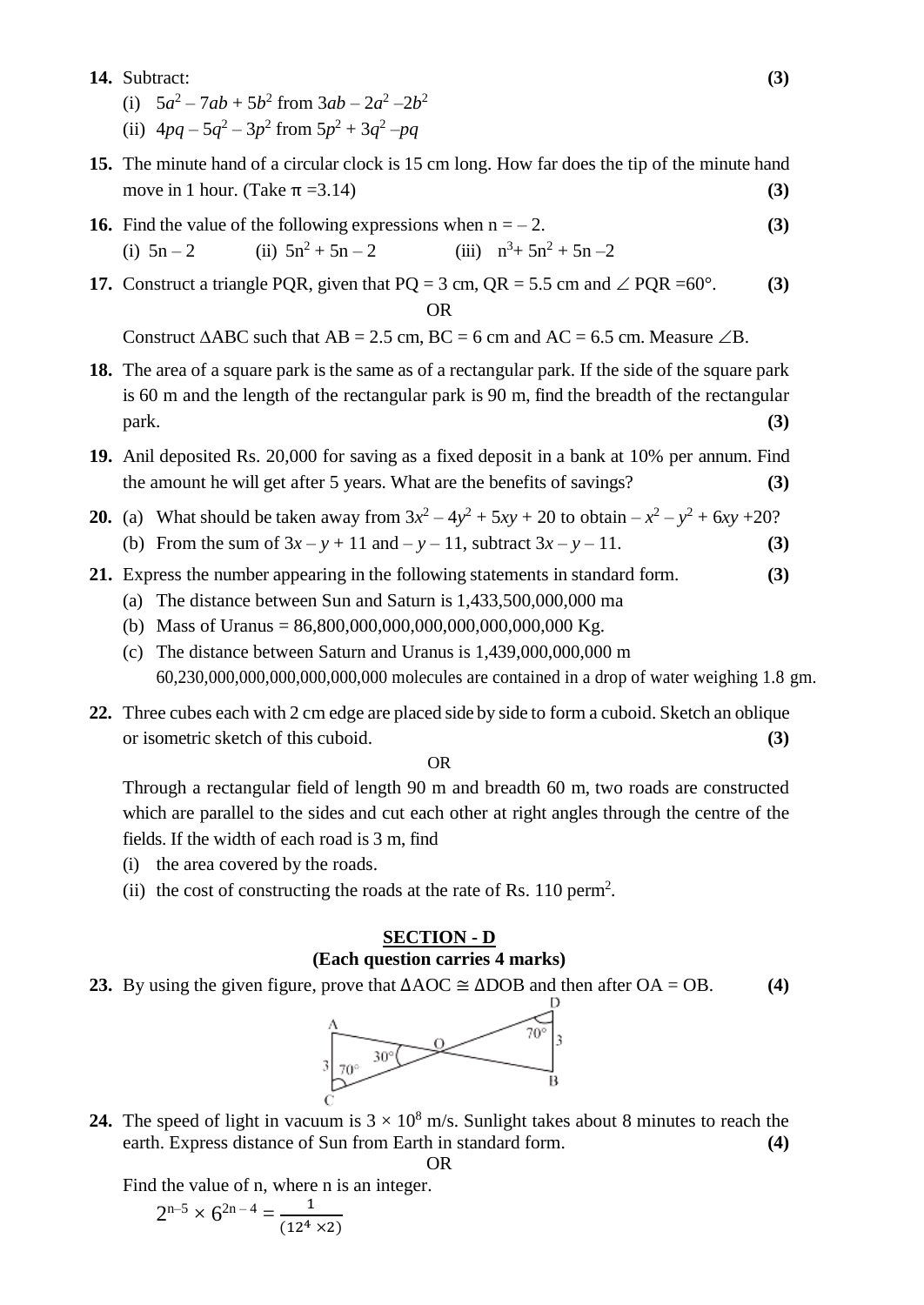**14.** Subtract: **(3)**

(i) $5a^2 - 7ab + 5b^2$ from $3ab - 2a^2 - 2b^2$

(ii) $4pq - 5q^2 - 3p^2$ from $5p^2 + 3q^2 - pq$

**15.** The minute hand of a circular clock is 15 cm long. How far does the tip of the minute hand move in 1 hour. (Take $\pi = 3.14$) **(3)**

**16.** Find the value of the following expressions when $n = -2$. **(3)**

(i) $5n - 2$ (ii) $5n^2 + 5n - 2$ (iii) $n^3 + 5n^2 + 5n - 2$

**17.** Construct a triangle PQR, given that PQ = 3 cm, QR = 5.5 cm and $\angle$ PQR $= 60°$. **(3)**

OR

Construct $\Delta$ABC such that AB = 2.5 cm, BC = 6 cm and AC = 6.5 cm. Measure $\angle$B.

**18.** The area of a square park is the same as of a rectangular park. If the side of the square park is 60 m and the length of the rectangular park is 90 m, find the breadth of the rectangular park. **(3)**

**19.** Anil deposited Rs. 20,000 for saving as a fixed deposit in a bank at 10% per annum. Find the amount he will get after 5 years. What are the benefits of savings? **(3)**

**20.** (a) What should be taken away from $3x^2 - 4y^2 + 5xy + 20$ to obtain $-x^2 - y^2 + 6xy + 20$?

(b) From the sum of $3x - y + 11$ and $-y - 11$, subtract $3x - y - 11$. **(3)**

**21.** Express the number appearing in the following statements in standard form. **(3)**

(a) The distance between Sun and Saturn is 1,433,500,000,000 ma

(b) Mass of Uranus = 86,800,000,000,000,000,000,000,000 Kg.

(c) The distance between Saturn and Uranus is 1,439,000,000,000 m

60,230,000,000,000,000,000,000 molecules are contained in a drop of water weighing 1.8 gm.

**22.** Three cubes each with 2 cm edge are placed side by side to form a cuboid. Sketch an oblique or isometric sketch of this cuboid. **(3)**

OR

Through a rectangular field of length 90 m and breadth 60 m, two roads are constructed which are parallel to the sides and cut each other at right angles through the centre of the fields. If the width of each road is 3 m, find

(i) the area covered by the roads.

(ii) the cost of constructing the roads at the rate of Rs. 110 per$m^2$.

## SECTION - D
**(Each question carries 4 marks)**

**23.** By using the given figure, prove that $\Delta AOC \cong \Delta DOB$ and then after OA = OB. **(4)**

**24.** The speed of light in vacuum is $3 \times 10^8$ m/s. Sunlight takes about 8 minutes to reach the earth. Express distance of Sun from Earth in standard form. **(4)**

OR

Find the value of n, where n is an integer.

$$2^{n-5} \times 6^{2n-4} = \frac{1}{(12^4 \times 2)}$$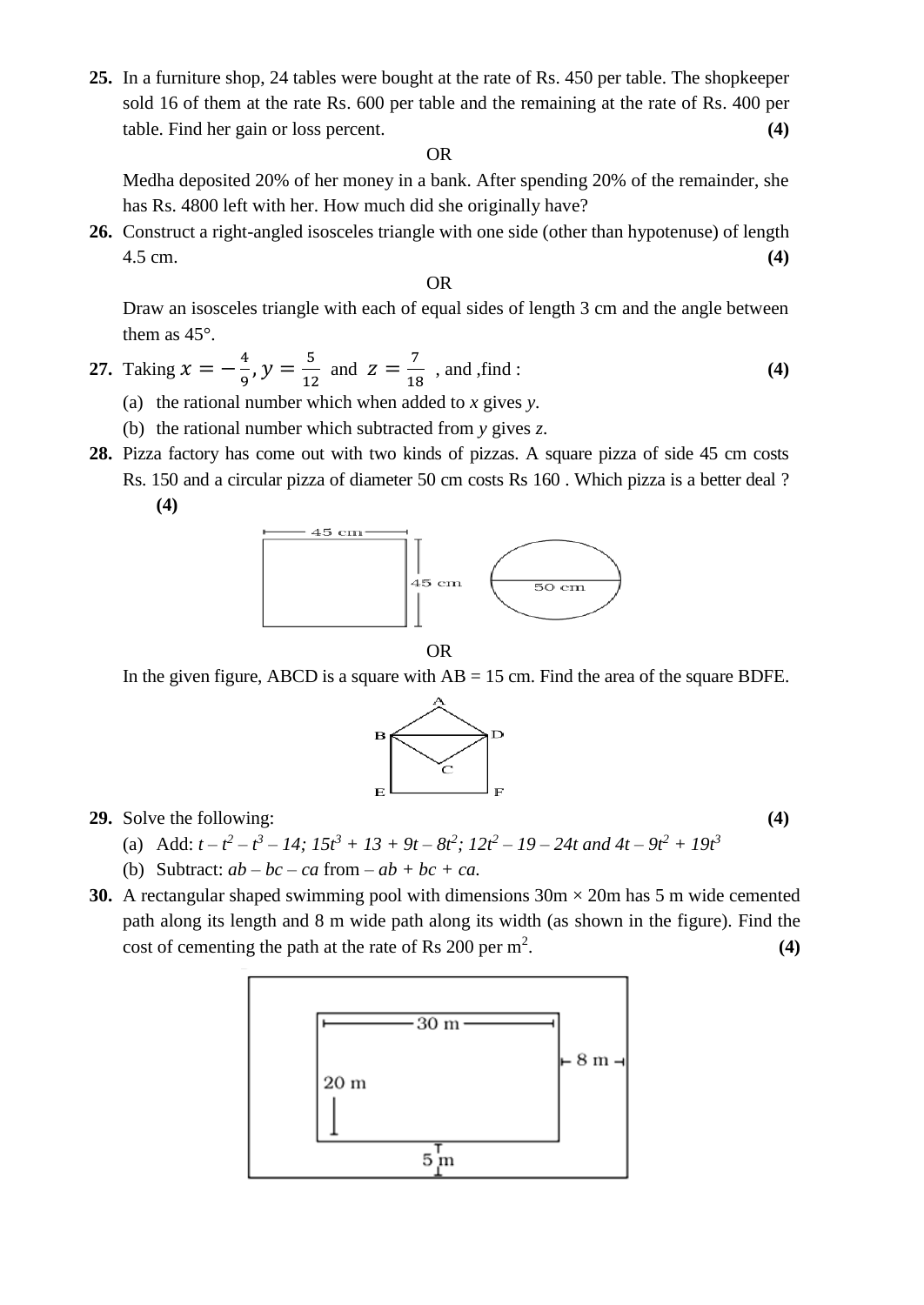**25.** In a furniture shop, 24 tables were bought at the rate of Rs. 450 per table. The shopkeeper sold 16 of them at the rate Rs. 600 per table and the remaining at the rate of Rs. 400 per table. Find her gain or loss percent. **(4)**

OR

Medha deposited 20% of her money in a bank. After spending 20% of the remainder, she has Rs. 4800 left with her. How much did she originally have?

**26.** Construct a right-angled isosceles triangle with one side (other than hypotenuse) of length 4.5 cm. **(4)**

OR

Draw an isosceles triangle with each of equal sides of length 3 cm and the angle between them as 45°.

**27.** Taking $x = -\frac{4}{9}, y = \frac{5}{12}$ and $z = \frac{7}{18}$ , and ,find : **(4)**

(a) the rational number which when added to $x$ gives $y$.

(b) the rational number which subtracted from $y$ gives $z$.

**28.** Pizza factory has come out with two kinds of pizzas. A square pizza of side 45 cm costs Rs. 150 and a circular pizza of diameter 50 cm costs Rs 160 . Which pizza is a better deal ? **(4)**

45 cm

45 cm

50 cm

OR

In the given figure, ABCD is a square with AB = 15 cm. Find the area of the square BDFE.

A

B

D

C

E

F

**29.** Solve the following: **(4)**

(a) Add: $t - t^2 - t^3 - 14$; $15t^3 + 13 + 9t - 8t^2$; $12t^2 - 19 - 24t$ and $4t - 9t^2 + 19t^3$

(b) Subtract: $ab - bc - ca$ from $-ab + bc + ca$.

**30.** A rectangular shaped swimming pool with dimensions 30m × 20m has 5 m wide cemented path along its length and 8 m wide path along its width (as shown in the figure). Find the cost of cementing the path at the rate of Rs 200 per m$^2$. **(4)**

30 m

8 m

20 m

5 m